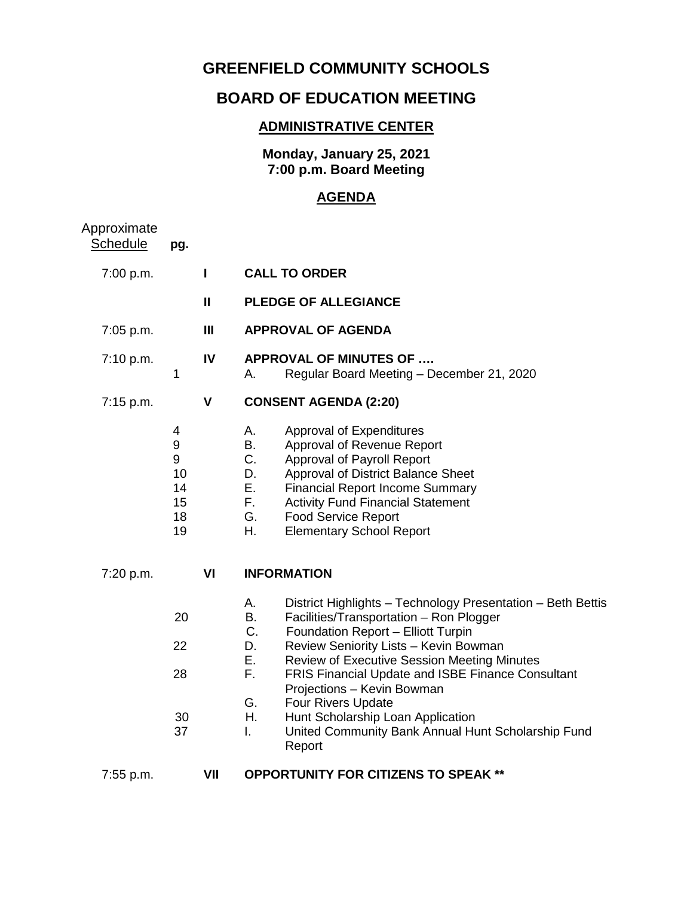# GREENFIELD COMMUNITY SCHOOLS

## BOARD OF EDUCATION MEETING

### ADMINISTRATIVE CENTER

**Monday, January 25, 2021**
**7:00 p.m. Board Meeting**

### AGENDA

| Approximate Schedule | pg. | | | |
|---|---|---|---|---|
| 7:00 p.m. | | **I** | **CALL TO ORDER** | |
| | | **II** | **PLEDGE OF ALLEGIANCE** | |
| 7:05 p.m. | | **III** | **APPROVAL OF AGENDA** | |
| 7:10 p.m. | | **IV** | **APPROVAL OF MINUTES OF ….** | |
| | 1 | | A. | Regular Board Meeting – December 21, 2020 |
| 7:15 p.m. | | **V** | **CONSENT AGENDA (2:20)** | |
| | 4 | | A. | Approval of Expenditures |
| | 9 | | B. | Approval of Revenue Report |
| | 9 | | C. | Approval of Payroll Report |
| | 10 | | D. | Approval of District Balance Sheet |
| | 14 | | E. | Financial Report Income Summary |
| | 15 | | F. | Activity Fund Financial Statement |
| | 18 | | G. | Food Service Report |
| | 19 | | H. | Elementary School Report |
| 7:20 p.m. | | **VI** | **INFORMATION** | |
| | | | A. | District Highlights – Technology Presentation – Beth Bettis |
| | 20 | | B. | Facilities/Transportation – Ron Plogger |
| | | | C. | Foundation Report – Elliott Turpin |
| | 22 | | D. | Review Seniority Lists – Kevin Bowman |
| | | | E. | Review of Executive Session Meeting Minutes |
| | 28 | | F. | FRIS Financial Update and ISBE Finance Consultant Projections – Kevin Bowman |
| | | | G. | Four Rivers Update |
| | 30 | | H. | Hunt Scholarship Loan Application |
| | 37 | | I. | United Community Bank Annual Hunt Scholarship Fund Report |
| 7:55 p.m. | | **VII** | **OPPORTUNITY FOR CITIZENS TO SPEAK \*\*** | |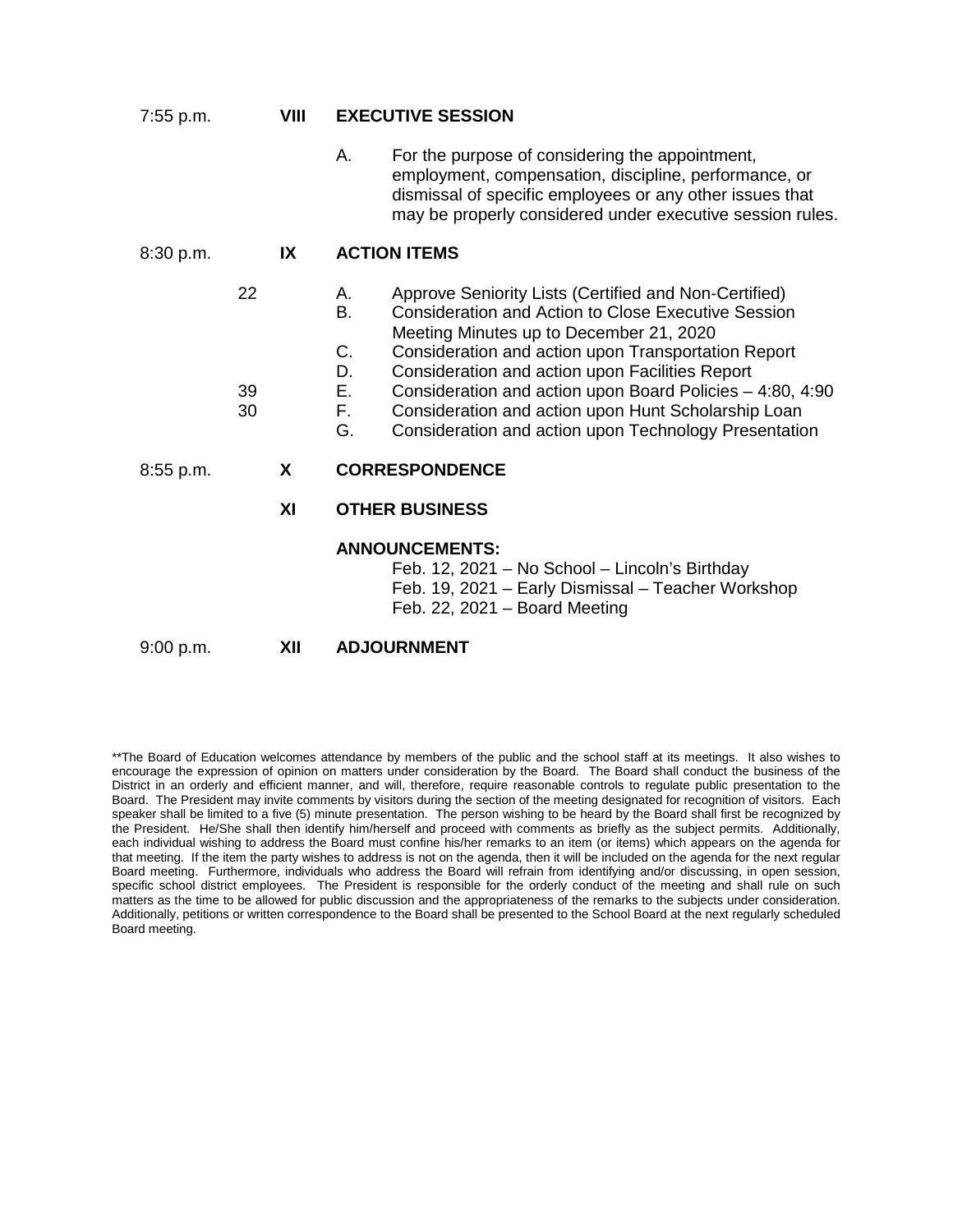7:55 p.m. **VIII EXECUTIVE SESSION**

A. For the purpose of considering the appointment, employment, compensation, discipline, performance, or dismissal of specific employees or any other issues that may be properly considered under executive session rules.

8:30 p.m. **IX ACTION ITEMS**

22 A. Approve Seniority Lists (Certified and Non-Certified)
B. Consideration and Action to Close Executive Session Meeting Minutes up to December 21, 2020
C. Consideration and action upon Transportation Report
D. Consideration and action upon Facilities Report
39 E. Consideration and action upon Board Policies – 4:80, 4:90
30 F. Consideration and action upon Hunt Scholarship Loan
G. Consideration and action upon Technology Presentation

8:55 p.m. **X CORRESPONDENCE**

**XI OTHER BUSINESS**

**ANNOUNCEMENTS:**

Feb. 12, 2021 – No School – Lincoln's Birthday
Feb. 19, 2021 – Early Dismissal – Teacher Workshop
Feb. 22, 2021 – Board Meeting

9:00 p.m. **XII ADJOURNMENT**

**The Board of Education welcomes attendance by members of the public and the school staff at its meetings. It also wishes to encourage the expression of opinion on matters under consideration by the Board. The Board shall conduct the business of the District in an orderly and efficient manner, and will, therefore, require reasonable controls to regulate public presentation to the Board. The President may invite comments by visitors during the section of the meeting designated for recognition of visitors. Each speaker shall be limited to a five (5) minute presentation. The person wishing to be heard by the Board shall first be recognized by the President. He/She shall then identify him/herself and proceed with comments as briefly as the subject permits. Additionally, each individual wishing to address the Board must confine his/her remarks to an item (or items) which appears on the agenda for that meeting. If the item the party wishes to address is not on the agenda, then it will be included on the agenda for the next regular Board meeting. Furthermore, individuals who address the Board will refrain from identifying and/or discussing, in open session, specific school district employees. The President is responsible for the orderly conduct of the meeting and shall rule on such matters as the time to be allowed for public discussion and the appropriateness of the remarks to the subjects under consideration. Additionally, petitions or written correspondence to the Board shall be presented to the School Board at the next regularly scheduled Board meeting.